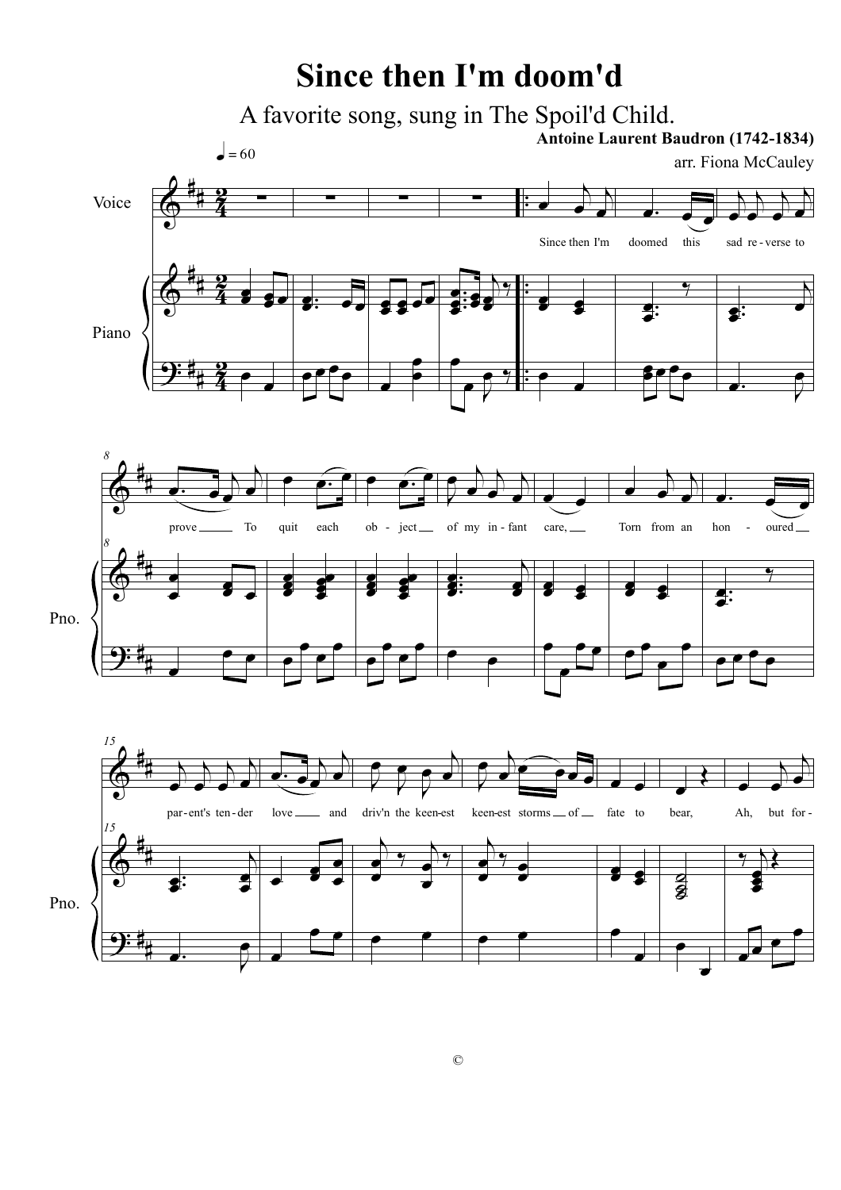# Since then I'm doom'd

## A favorite song, sung in The Spoil'd Child.

**Antoine Laurent Baudron (1742-1834)**

arr. Fiona McCauley

♩ = 60

Voice

Piano

Since then I'm doomed this sad re-verse to prove To quit each ob-ject of my in-fant care, Torn from an hon-oured par-ent's ten-der love and driv'n the keen-est keen-est storms of fate to bear, Ah, but for-

©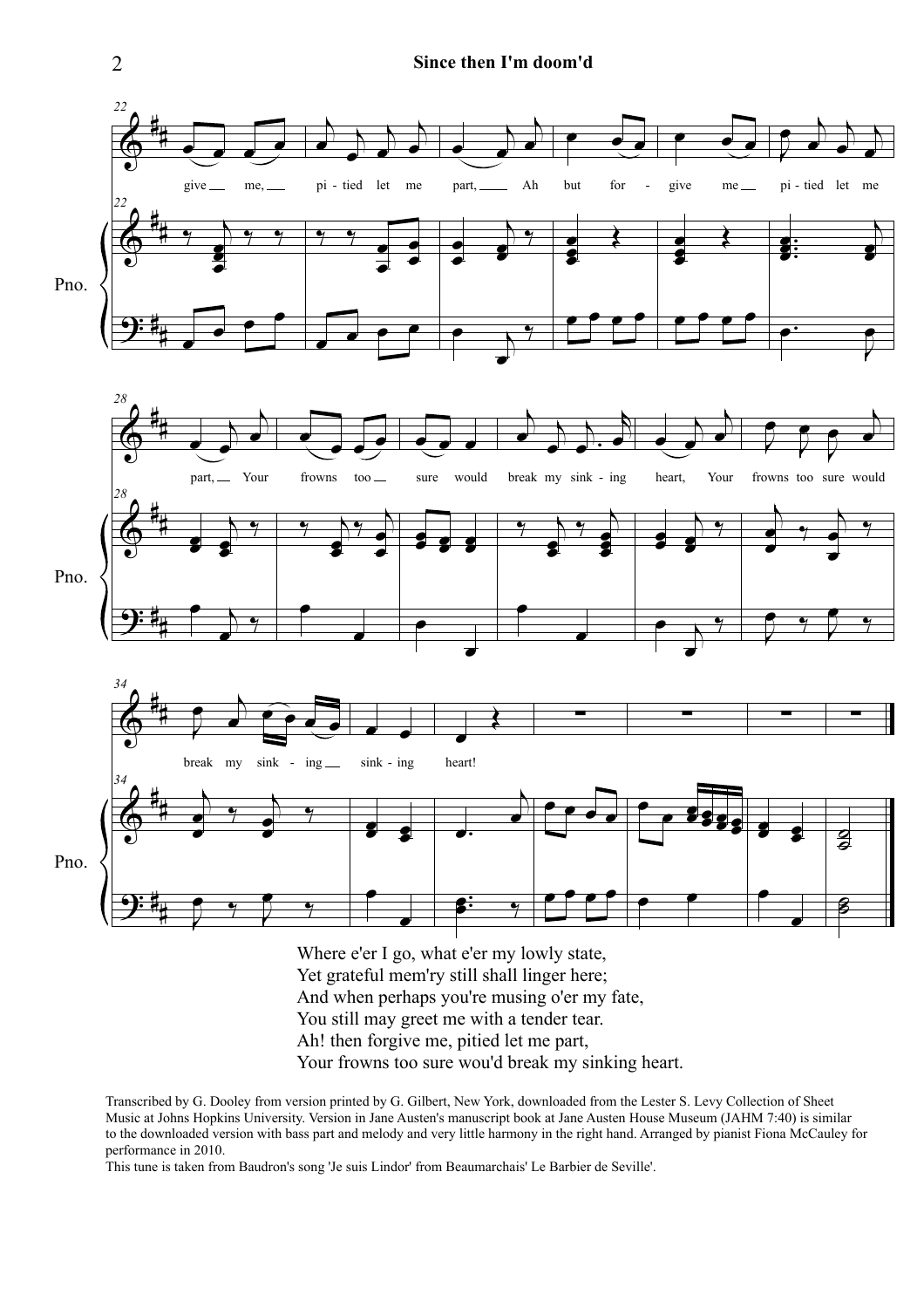Where e'er I go, what e'er my lowly state,
Yet grateful mem'ry still shall linger here;
And when perhaps you're musing o'er my fate,
You still may greet me with a tender tear.
Ah! then forgive me, pitied let me part,
Your frowns too sure wou'd break my sinking heart.

Transcribed by G. Dooley from version printed by G. Gilbert, New York, downloaded from the Lester S. Levy Collection of Sheet Music at Johns Hopkins University. Version in Jane Austen's manuscript book at Jane Austen House Museum (JAHM 7:40) is similar to the downloaded version with bass part and melody and very little harmony in the right hand. Arranged by pianist Fiona McCauley for performance in 2010.

This tune is taken from Baudron's song 'Je suis Lindor' from Beaumarchais' Le Barbier de Seville'.